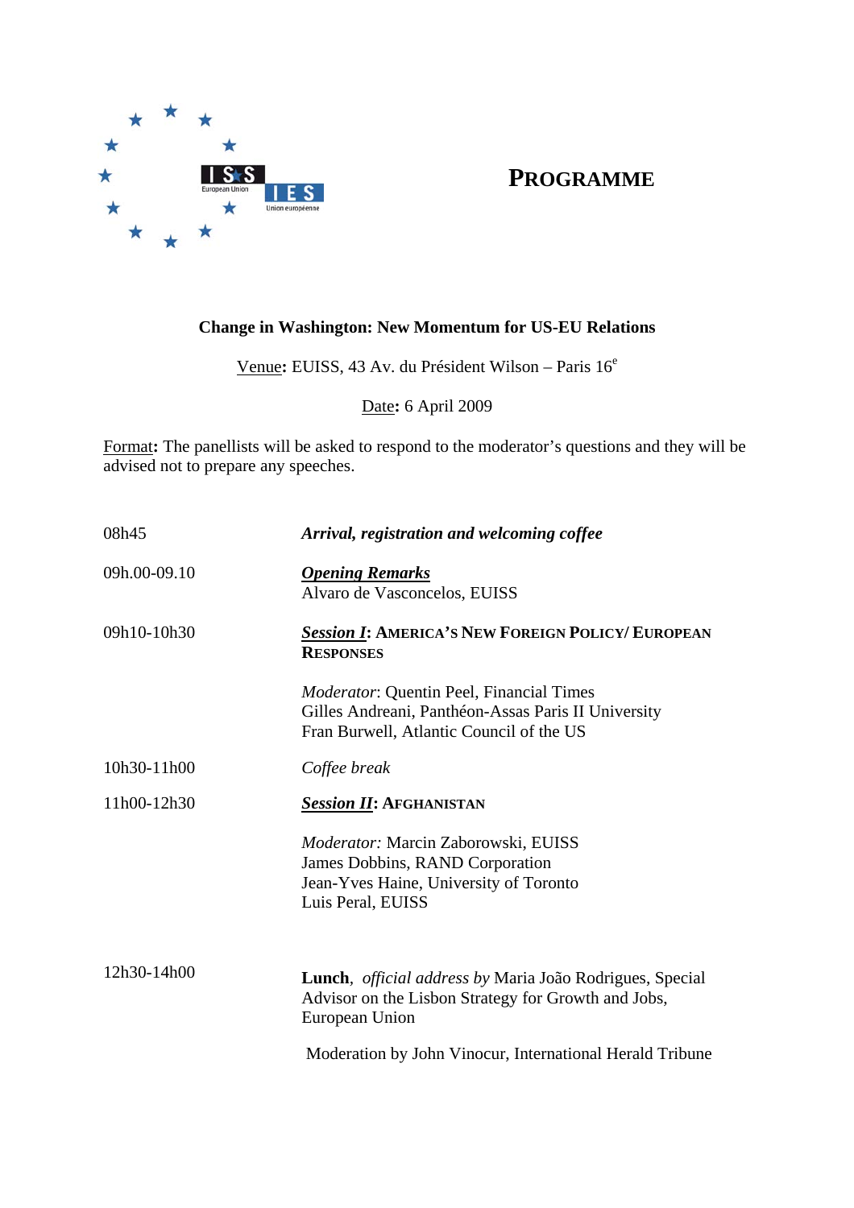# PROGRAMME

**Change in Washington: New Momentum for US-EU Relations**

Venue: EUISS, 43 Av. du Président Wilson – Paris 16[e]

Date: 6 April 2009

Format: The panellists will be asked to respond to the moderator's questions and they will be advised not to prepare any speeches.

| | |
|---|---|
| 08h45 | ***Arrival, registration and welcoming coffee*** |
| 09h.00-09.10 | ***Opening Remarks***<br>Alvaro de Vasconcelos, EUISS |
| 09h10-10h30 | ***Session I*: AMERICA'S NEW FOREIGN POLICY/ EUROPEAN RESPONSES**<br><br>*Moderator*: Quentin Peel, Financial Times<br>Gilles Andreani, Panthéon-Assas Paris II University<br>Fran Burwell, Atlantic Council of the US |
| 10h30-11h00 | *Coffee break* |
| 11h00-12h30 | ***Session II*: AFGHANISTAN**<br><br>*Moderator:* Marcin Zaborowski, EUISS<br>James Dobbins, RAND Corporation<br>Jean-Yves Haine, University of Toronto<br>Luis Peral, EUISS |
| 12h30-14h00 | **Lunch**, *official address by* Maria João Rodrigues, Special Advisor on the Lisbon Strategy for Growth and Jobs, European Union<br><br>Moderation by John Vinocur, International Herald Tribune |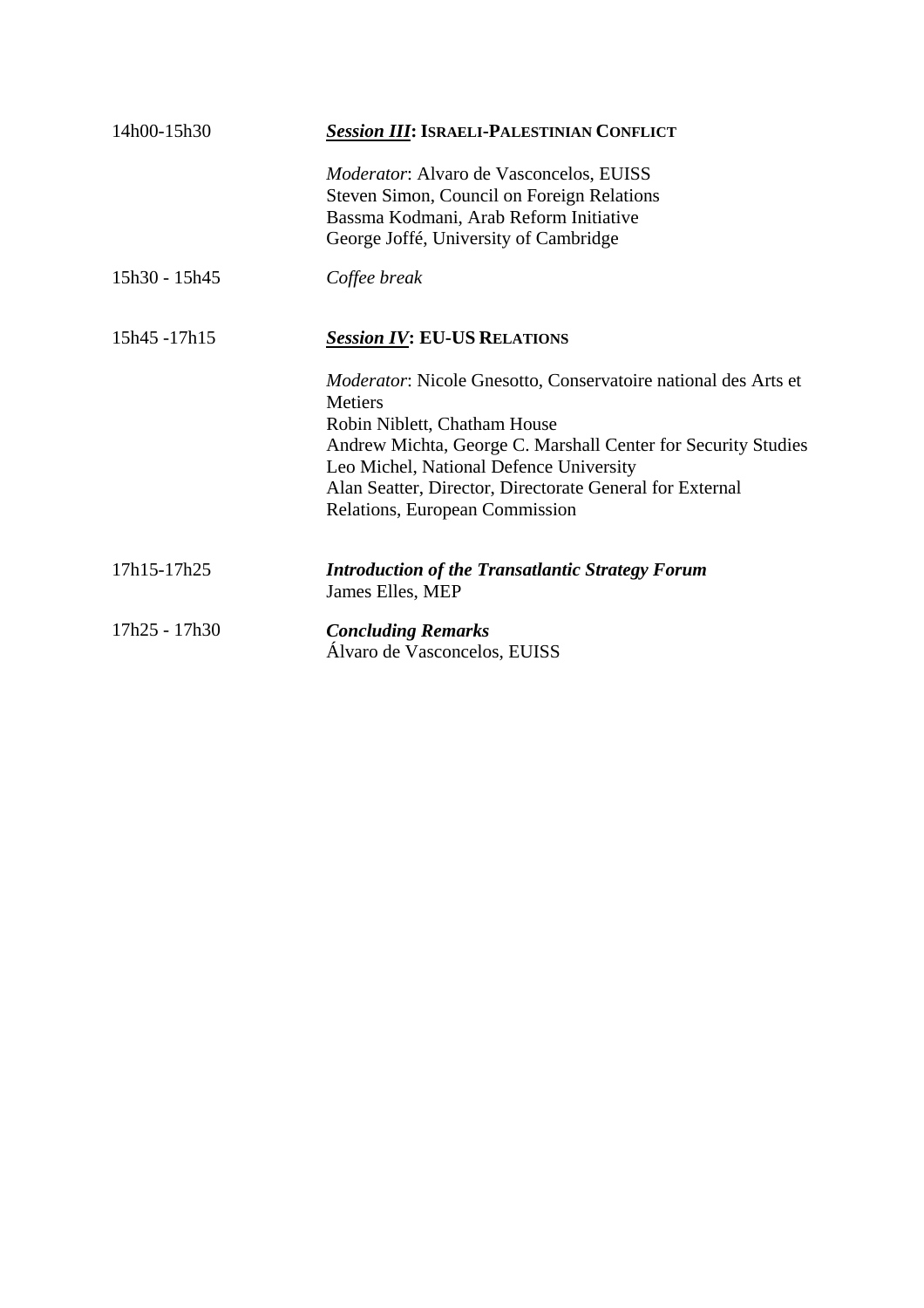| | |
|---|---|
| 14h00-15h30 | ***Session III*: ISRAELI-PALESTINIAN CONFLICT**<br><br>*Moderator*: Alvaro de Vasconcelos, EUISS<br>Steven Simon, Council on Foreign Relations<br>Bassma Kodmani, Arab Reform Initiative<br>George Joffé, University of Cambridge |
| 15h30 - 15h45 | *Coffee break* |
| 15h45 -17h15 | ***Session IV*: EU-US RELATIONS**<br><br>*Moderator*: Nicole Gnesotto, Conservatoire national des Arts et Metiers<br>Robin Niblett, Chatham House<br>Andrew Michta, George C. Marshall Center for Security Studies<br>Leo Michel, National Defence University<br>Alan Seatter, Director, Directorate General for External Relations, European Commission |
| 17h15-17h25 | ***Introduction of the Transatlantic Strategy Forum***<br>James Elles, MEP |
| 17h25 - 17h30 | ***Concluding Remarks***<br>Álvaro de Vasconcelos, EUISS |